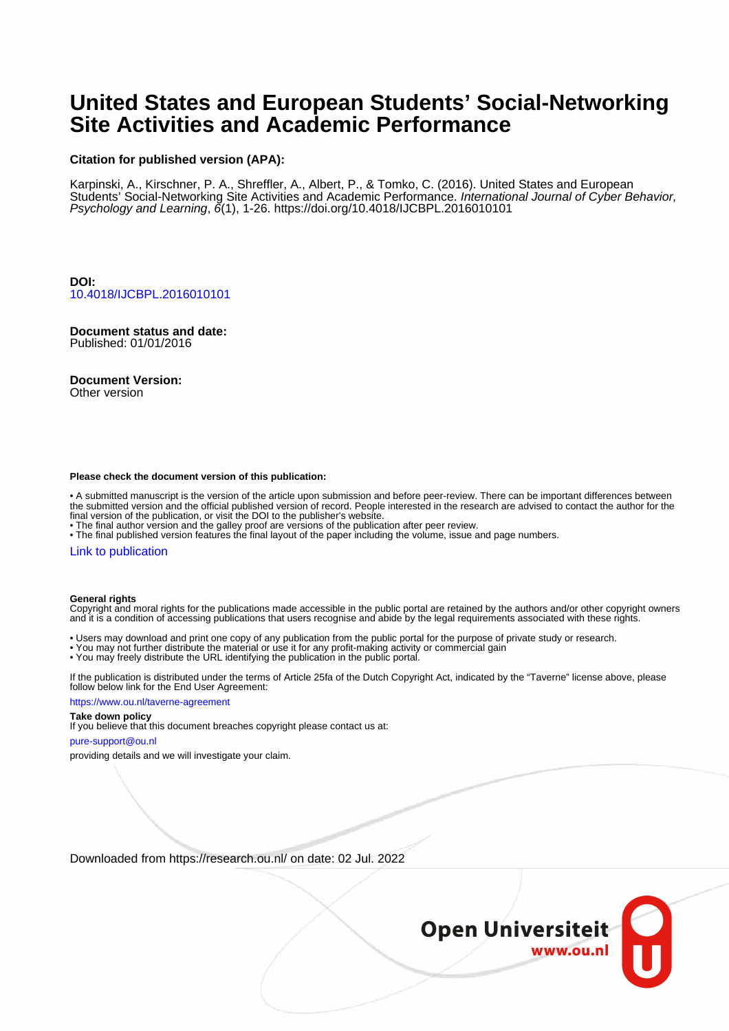# United States and European Students' Social-Networking Site Activities and Academic Performance

**Citation for published version (APA):**

Karpinski, A., Kirschner, P. A., Shreffler, A., Albert, P., & Tomko, C. (2016). United States and European Students' Social-Networking Site Activities and Academic Performance. *International Journal of Cyber Behavior, Psychology and Learning*, *6*(1), 1-26. https://doi.org/10.4018/IJCBPL.2016010101

**DOI:**
10.4018/IJCBPL.2016010101

**Document status and date:**
Published: 01/01/2016

**Document Version:**
Other version

**Please check the document version of this publication:**

- A submitted manuscript is the version of the article upon submission and before peer-review. There can be important differences between the submitted version and the official published version of record. People interested in the research are advised to contact the author for the final version of the publication, or visit the DOI to the publisher's website.
- The final author version and the galley proof are versions of the publication after peer review.
- The final published version features the final layout of the paper including the volume, issue and page numbers.

Link to publication

**General rights**
Copyright and moral rights for the publications made accessible in the public portal are retained by the authors and/or other copyright owners and it is a condition of accessing publications that users recognise and abide by the legal requirements associated with these rights.

- Users may download and print one copy of any publication from the public portal for the purpose of private study or research.
- You may not further distribute the material or use it for any profit-making activity or commercial gain
- You may freely distribute the URL identifying the publication in the public portal.

If the publication is distributed under the terms of Article 25fa of the Dutch Copyright Act, indicated by the "Taverne" license above, please follow below link for the End User Agreement:

https://www.ou.nl/taverne-agreement

**Take down policy**
If you believe that this document breaches copyright please contact us at:

pure-support@ou.nl

providing details and we will investigate your claim.

Downloaded from https://research.ou.nl/ on date: 02 Jul. 2022

Open Universiteit
www.ou.nl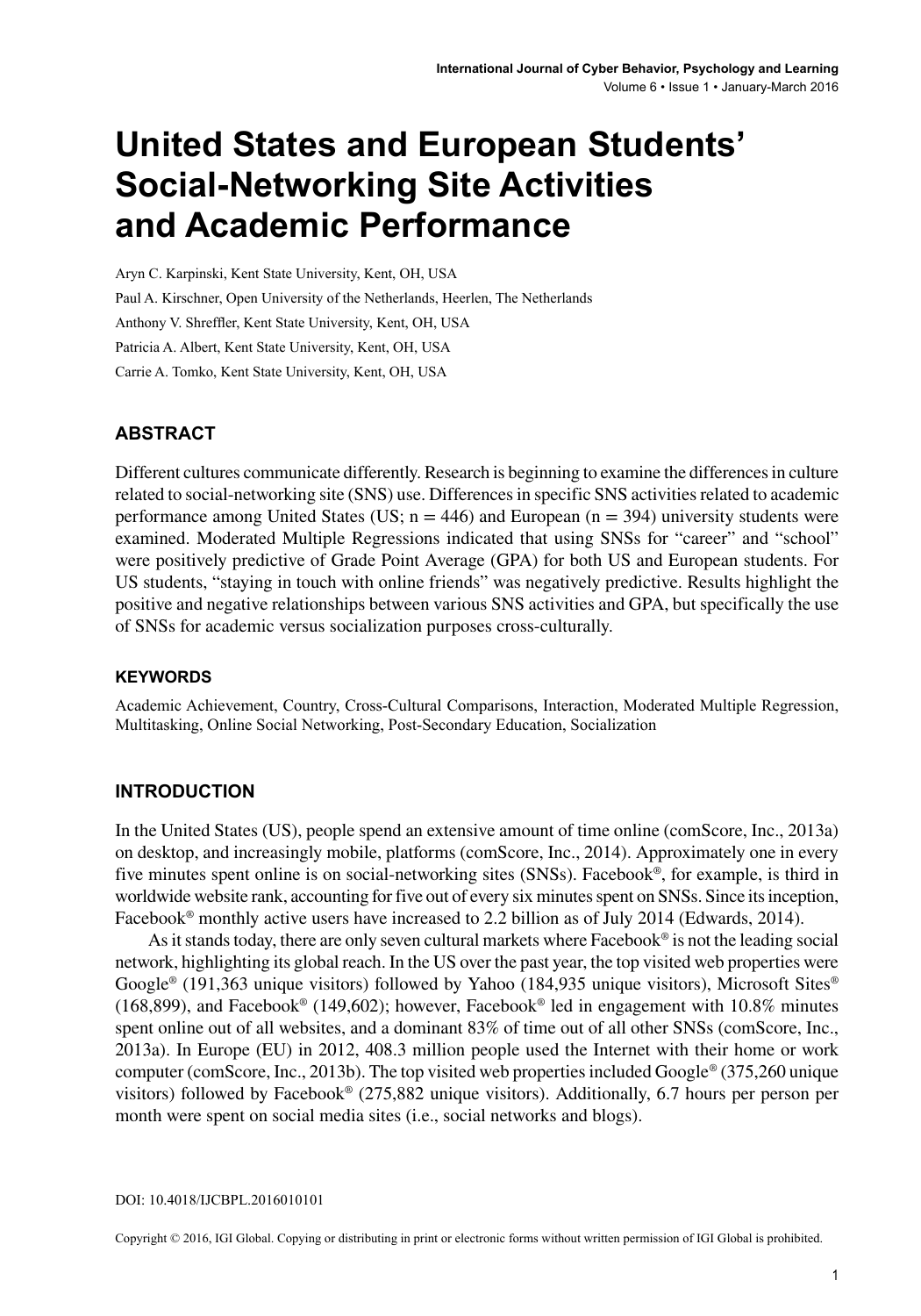# United States and European Students' Social-Networking Site Activities and Academic Performance

Aryn C. Karpinski, Kent State University, Kent, OH, USA

Paul A. Kirschner, Open University of the Netherlands, Heerlen, The Netherlands

Anthony V. Shreffler, Kent State University, Kent, OH, USA

Patricia A. Albert, Kent State University, Kent, OH, USA

Carrie A. Tomko, Kent State University, Kent, OH, USA

## ABSTRACT

Different cultures communicate differently. Research is beginning to examine the differences in culture related to social-networking site (SNS) use. Differences in specific SNS activities related to academic performance among United States (US; n = 446) and European (n = 394) university students were examined. Moderated Multiple Regressions indicated that using SNSs for "career" and "school" were positively predictive of Grade Point Average (GPA) for both US and European students. For US students, "staying in touch with online friends" was negatively predictive. Results highlight the positive and negative relationships between various SNS activities and GPA, but specifically the use of SNSs for academic versus socialization purposes cross-culturally.

### KEYWORDS

Academic Achievement, Country, Cross-Cultural Comparisons, Interaction, Moderated Multiple Regression, Multitasking, Online Social Networking, Post-Secondary Education, Socialization

## INTRODUCTION

In the United States (US), people spend an extensive amount of time online (comScore, Inc., 2013a) on desktop, and increasingly mobile, platforms (comScore, Inc., 2014). Approximately one in every five minutes spent online is on social-networking sites (SNSs). Facebook®, for example, is third in worldwide website rank, accounting for five out of every six minutes spent on SNSs. Since its inception, Facebook® monthly active users have increased to 2.2 billion as of July 2014 (Edwards, 2014).

As it stands today, there are only seven cultural markets where Facebook® is not the leading social network, highlighting its global reach. In the US over the past year, the top visited web properties were Google® (191,363 unique visitors) followed by Yahoo (184,935 unique visitors), Microsoft Sites® (168,899), and Facebook® (149,602); however, Facebook® led in engagement with 10.8% minutes spent online out of all websites, and a dominant 83% of time out of all other SNSs (comScore, Inc., 2013a). In Europe (EU) in 2012, 408.3 million people used the Internet with their home or work computer (comScore, Inc., 2013b). The top visited web properties included Google® (375,260 unique visitors) followed by Facebook® (275,882 unique visitors). Additionally, 6.7 hours per person per month were spent on social media sites (i.e., social networks and blogs).

DOI: 10.4018/IJCBPL.2016010101

Copyright © 2016, IGI Global. Copying or distributing in print or electronic forms without written permission of IGI Global is prohibited.